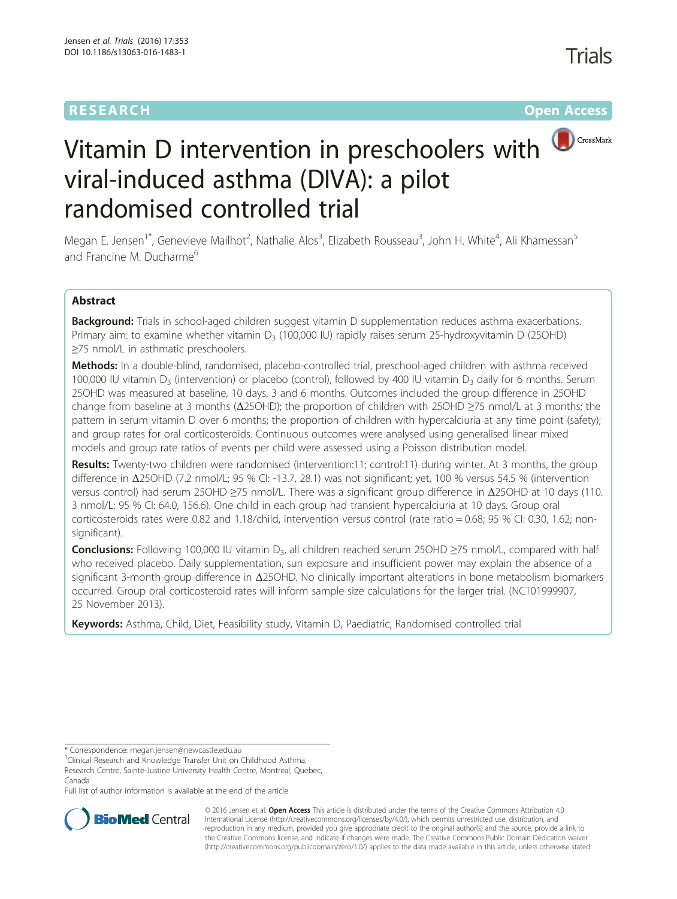RESEARCH Open Access

# Vitamin D intervention in preschoolers with viral-induced asthma (DIVA): a pilot randomised controlled trial

Megan E. Jensen[1*], Genevieve Mailhot[2], Nathalie Alos[3], Elizabeth Rousseau[3], John H. White[4], Ali Khamessan[5] and Francine M. Ducharme[6]

## Abstract

**Background:** Trials in school-aged children suggest vitamin D supplementation reduces asthma exacerbations. Primary aim: to examine whether vitamin $D_3$ (100,000 IU) rapidly raises serum 25-hydroxyvitamin D (25OHD) ≥75 nmol/L in asthmatic preschoolers.

**Methods:** In a double-blind, randomised, placebo-controlled trial, preschool-aged children with asthma received 100,000 IU vitamin $D_3$ (intervention) or placebo (control), followed by 400 IU vitamin $D_3$ daily for 6 months. Serum 25OHD was measured at baseline, 10 days, 3 and 6 months. Outcomes included the group difference in 25OHD change from baseline at 3 months (Δ25OHD); the proportion of children with 25OHD ≥75 nmol/L at 3 months; the pattern in serum vitamin D over 6 months; the proportion of children with hypercalciuria at any time point (safety); and group rates for oral corticosteroids. Continuous outcomes were analysed using generalised linear mixed models and group rate ratios of events per child were assessed using a Poisson distribution model.

**Results:** Twenty-two children were randomised (intervention:11; control:11) during winter. At 3 months, the group difference in Δ25OHD (7.2 nmol/L; 95 % CI: -13.7, 28.1) was not significant; yet, 100 % versus 54.5 % (intervention versus control) had serum 25OHD ≥75 nmol/L. There was a significant group difference in Δ25OHD at 10 days (110.3 nmol/L; 95 % CI: 64.0, 156.6). One child in each group had transient hypercalciuria at 10 days. Group oral corticosteroids rates were 0.82 and 1.18/child, intervention versus control (rate ratio = 0.68; 95 % CI: 0.30, 1.62; non-significant).

**Conclusions:** Following 100,000 IU vitamin $D_3$, all children reached serum 25OHD ≥75 nmol/L, compared with half who received placebo. Daily supplementation, sun exposure and insufficient power may explain the absence of a significant 3-month group difference in Δ25OHD. No clinically important alterations in bone metabolism biomarkers occurred. Group oral corticosteroid rates will inform sample size calculations for the larger trial. (NCT01999907, 25 November 2013).

**Keywords:** Asthma, Child, Diet, Feasibility study, Vitamin D, Paediatric, Randomised controlled trial

---

\* Correspondence: megan.jensen@newcastle.edu.au

[1]Clinical Research and Knowledge Transfer Unit on Childhood Asthma, Research Centre, Sainte-Justine University Health Centre, Montreal, Quebec, Canada

Full list of author information is available at the end of the article

© 2016 Jensen et al. **Open Access** This article is distributed under the terms of the Creative Commons Attribution 4.0 International License (http://creativecommons.org/licenses/by/4.0/), which permits unrestricted use, distribution, and reproduction in any medium, provided you give appropriate credit to the original author(s) and the source, provide a link to the Creative Commons license, and indicate if changes were made. The Creative Commons Public Domain Dedication waiver (http://creativecommons.org/publicdomain/zero/1.0/) applies to the data made available in this article, unless otherwise stated.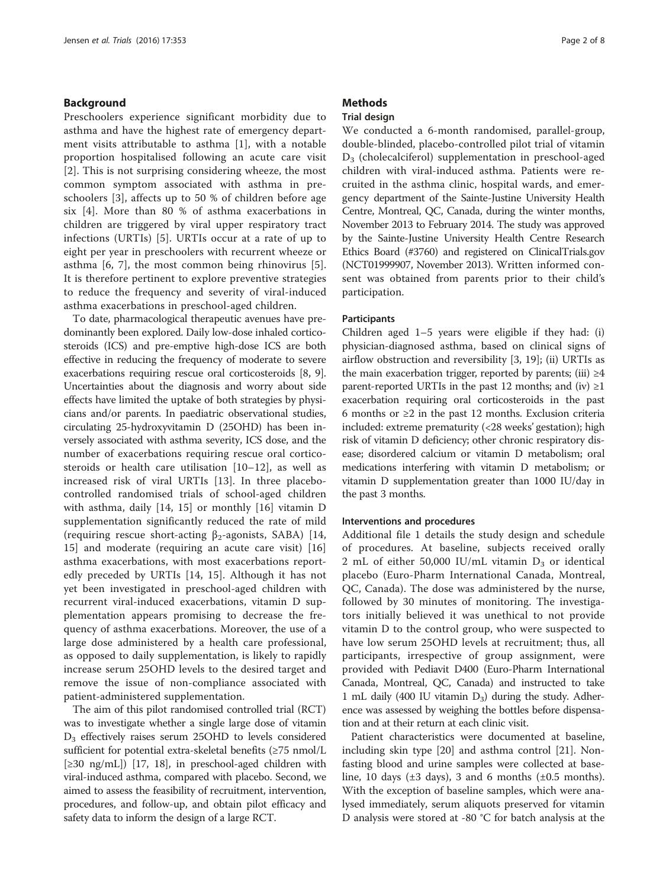## Background

Preschoolers experience significant morbidity due to asthma and have the highest rate of emergency department visits attributable to asthma [1], with a notable proportion hospitalised following an acute care visit [2]. This is not surprising considering wheeze, the most common symptom associated with asthma in preschoolers [3], affects up to 50 % of children before age six [4]. More than 80 % of asthma exacerbations in children are triggered by viral upper respiratory tract infections (URTIs) [5]. URTIs occur at a rate of up to eight per year in preschoolers with recurrent wheeze or asthma [6, 7], the most common being rhinovirus [5]. It is therefore pertinent to explore preventive strategies to reduce the frequency and severity of viral-induced asthma exacerbations in preschool-aged children.

To date, pharmacological therapeutic avenues have predominantly been explored. Daily low-dose inhaled corticosteroids (ICS) and pre-emptive high-dose ICS are both effective in reducing the frequency of moderate to severe exacerbations requiring rescue oral corticosteroids [8, 9]. Uncertainties about the diagnosis and worry about side effects have limited the uptake of both strategies by physicians and/or parents. In paediatric observational studies, circulating 25-hydroxyvitamin D (25OHD) has been inversely associated with asthma severity, ICS dose, and the number of exacerbations requiring rescue oral corticosteroids or health care utilisation [10–12], as well as increased risk of viral URTIs [13]. In three placebo-controlled randomised trials of school-aged children with asthma, daily [14, 15] or monthly [16] vitamin D supplementation significantly reduced the rate of mild (requiring rescue short-acting $\beta_2$-agonists, SABA) [14, 15] and moderate (requiring an acute care visit) [16] asthma exacerbations, with most exacerbations reportedly preceded by URTIs [14, 15]. Although it has not yet been investigated in preschool-aged children with recurrent viral-induced exacerbations, vitamin D supplementation appears promising to decrease the frequency of asthma exacerbations. Moreover, the use of a large dose administered by a health care professional, as opposed to daily supplementation, is likely to rapidly increase serum 25OHD levels to the desired target and remove the issue of non-compliance associated with patient-administered supplementation.

The aim of this pilot randomised controlled trial (RCT) was to investigate whether a single large dose of vitamin $D_3$ effectively raises serum 25OHD to levels considered sufficient for potential extra-skeletal benefits (≥75 nmol/L [≥30 ng/mL]) [17, 18], in preschool-aged children with viral-induced asthma, compared with placebo. Second, we aimed to assess the feasibility of recruitment, intervention, procedures, and follow-up, and obtain pilot efficacy and safety data to inform the design of a large RCT.

## Methods

### Trial design

We conducted a 6-month randomised, parallel-group, double-blinded, placebo-controlled pilot trial of vitamin $D_3$ (cholecalciferol) supplementation in preschool-aged children with viral-induced asthma. Patients were recruited in the asthma clinic, hospital wards, and emergency department of the Sainte-Justine University Health Centre, Montreal, QC, Canada, during the winter months, November 2013 to February 2014. The study was approved by the Sainte-Justine University Health Centre Research Ethics Board (#3760) and registered on ClinicalTrials.gov (NCT01999907, November 2013). Written informed consent was obtained from parents prior to their child's participation.

### Participants

Children aged 1–5 years were eligible if they had: (i) physician-diagnosed asthma, based on clinical signs of airflow obstruction and reversibility [3, 19]; (ii) URTIs as the main exacerbation trigger, reported by parents; (iii) ≥4 parent-reported URTIs in the past 12 months; and (iv) ≥1 exacerbation requiring oral corticosteroids in the past 6 months or ≥2 in the past 12 months. Exclusion criteria included: extreme prematurity (<28 weeks' gestation); high risk of vitamin D deficiency; other chronic respiratory disease; disordered calcium or vitamin D metabolism; oral medications interfering with vitamin D metabolism; or vitamin D supplementation greater than 1000 IU/day in the past 3 months.

### Interventions and procedures

Additional file 1 details the study design and schedule of procedures. At baseline, subjects received orally 2 mL of either 50,000 IU/mL vitamin $D_3$ or identical placebo (Euro-Pharm International Canada, Montreal, QC, Canada). The dose was administered by the nurse, followed by 30 minutes of monitoring. The investigators initially believed it was unethical to not provide vitamin D to the control group, who were suspected to have low serum 25OHD levels at recruitment; thus, all participants, irrespective of group assignment, were provided with Pediavit D400 (Euro-Pharm International Canada, Montreal, QC, Canada) and instructed to take 1 mL daily (400 IU vitamin $D_3$) during the study. Adherence was assessed by weighing the bottles before dispensation and at their return at each clinic visit.

Patient characteristics were documented at baseline, including skin type [20] and asthma control [21]. Non-fasting blood and urine samples were collected at baseline, 10 days (±3 days), 3 and 6 months (±0.5 months). With the exception of baseline samples, which were analysed immediately, serum aliquots preserved for vitamin D analysis were stored at -80 °C for batch analysis at the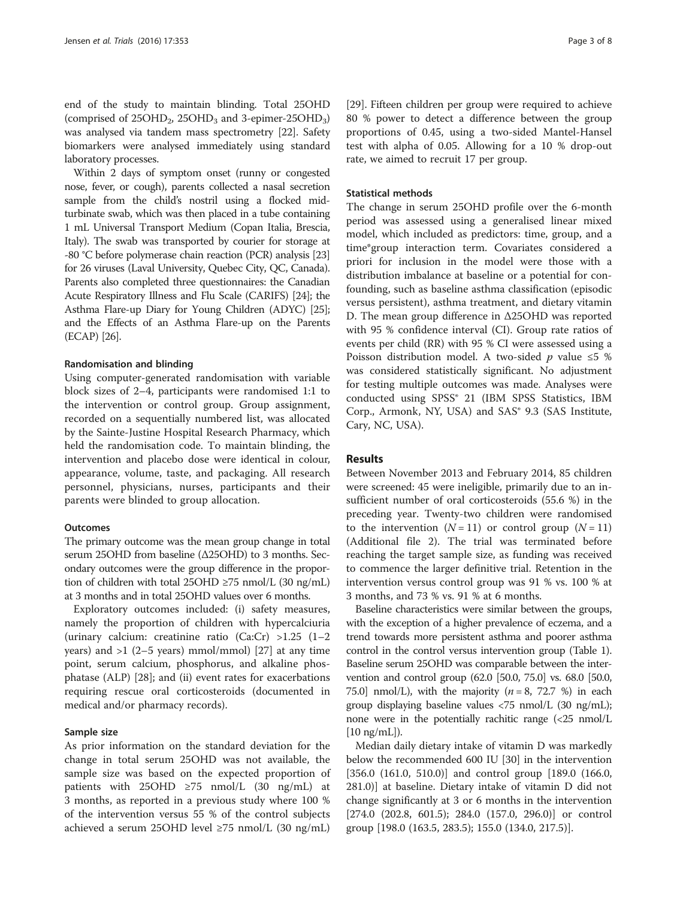end of the study to maintain blinding. Total 25OHD (comprised of $25OHD_2$, $25OHD_3$ and 3-epimer-$25OHD_3$) was analysed via tandem mass spectrometry [22]. Safety biomarkers were analysed immediately using standard laboratory processes.

Within 2 days of symptom onset (runny or congested nose, fever, or cough), parents collected a nasal secretion sample from the child's nostril using a flocked mid-turbinate swab, which was then placed in a tube containing 1 mL Universal Transport Medium (Copan Italia, Brescia, Italy). The swab was transported by courier for storage at -80 °C before polymerase chain reaction (PCR) analysis [23] for 26 viruses (Laval University, Quebec City, QC, Canada). Parents also completed three questionnaires: the Canadian Acute Respiratory Illness and Flu Scale (CARIFS) [24]; the Asthma Flare-up Diary for Young Children (ADYC) [25]; and the Effects of an Asthma Flare-up on the Parents (ECAP) [26].

#### Randomisation and blinding

Using computer-generated randomisation with variable block sizes of 2–4, participants were randomised 1:1 to the intervention or control group. Group assignment, recorded on a sequentially numbered list, was allocated by the Sainte-Justine Hospital Research Pharmacy, which held the randomisation code. To maintain blinding, the intervention and placebo dose were identical in colour, appearance, volume, taste, and packaging. All research personnel, physicians, nurses, participants and their parents were blinded to group allocation.

#### Outcomes

The primary outcome was the mean group change in total serum 25OHD from baseline (Δ25OHD) to 3 months. Secondary outcomes were the group difference in the proportion of children with total 25OHD ≥75 nmol/L (30 ng/mL) at 3 months and in total 25OHD values over 6 months.

Exploratory outcomes included: (i) safety measures, namely the proportion of children with hypercalciuria (urinary calcium: creatinine ratio (Ca:Cr) >1.25 (1–2 years) and >1 (2–5 years) mmol/mmol) [27] at any time point, serum calcium, phosphorus, and alkaline phosphatase (ALP) [28]; and (ii) event rates for exacerbations requiring rescue oral corticosteroids (documented in medical and/or pharmacy records).

#### Sample size

As prior information on the standard deviation for the change in total serum 25OHD was not available, the sample size was based on the expected proportion of patients with 25OHD ≥75 nmol/L (30 ng/mL) at 3 months, as reported in a previous study where 100 % of the intervention versus 55 % of the control subjects achieved a serum 25OHD level ≥75 nmol/L (30 ng/mL) [29]. Fifteen children per group were required to achieve 80 % power to detect a difference between the group proportions of 0.45, using a two-sided Mantel-Hansel test with alpha of 0.05. Allowing for a 10 % drop-out rate, we aimed to recruit 17 per group.

#### Statistical methods

The change in serum 25OHD profile over the 6-month period was assessed using a generalised linear mixed model, which included as predictors: time, group, and a time*group interaction term. Covariates considered a priori for inclusion in the model were those with a distribution imbalance at baseline or a potential for confounding, such as baseline asthma classification (episodic versus persistent), asthma treatment, and dietary vitamin D. The mean group difference in Δ25OHD was reported with 95 % confidence interval (CI). Group rate ratios of events per child (RR) with 95 % CI were assessed using a Poisson distribution model. A two-sided $p$ value ≤5 % was considered statistically significant. No adjustment for testing multiple outcomes was made. Analyses were conducted using SPSS® 21 (IBM SPSS Statistics, IBM Corp., Armonk, NY, USA) and SAS® 9.3 (SAS Institute, Cary, NC, USA).

## Results

Between November 2013 and February 2014, 85 children were screened: 45 were ineligible, primarily due to an insufficient number of oral corticosteroids (55.6 %) in the preceding year. Twenty-two children were randomised to the intervention ($N = 11$) or control group ($N = 11$) (Additional file 2). The trial was terminated before reaching the target sample size, as funding was received to commence the larger definitive trial. Retention in the intervention versus control group was 91 % vs. 100 % at 3 months, and 73 % vs. 91 % at 6 months.

Baseline characteristics were similar between the groups, with the exception of a higher prevalence of eczema, and a trend towards more persistent asthma and poorer asthma control in the control versus intervention group (Table 1). Baseline serum 25OHD was comparable between the intervention and control group (62.0 [50.0, 75.0] vs. 68.0 [50.0, 75.0] nmol/L), with the majority ($n = 8$, 72.7 %) in each group displaying baseline values <75 nmol/L (30 ng/mL); none were in the potentially rachitic range (<25 nmol/L [10 ng/mL]).

Median daily dietary intake of vitamin D was markedly below the recommended 600 IU [30] in the intervention [356.0 (161.0, 510.0)] and control group [189.0 (166.0, 281.0)] at baseline. Dietary intake of vitamin D did not change significantly at 3 or 6 months in the intervention [274.0 (202.8, 601.5); 284.0 (157.0, 296.0)] or control group [198.0 (163.5, 283.5); 155.0 (134.0, 217.5)].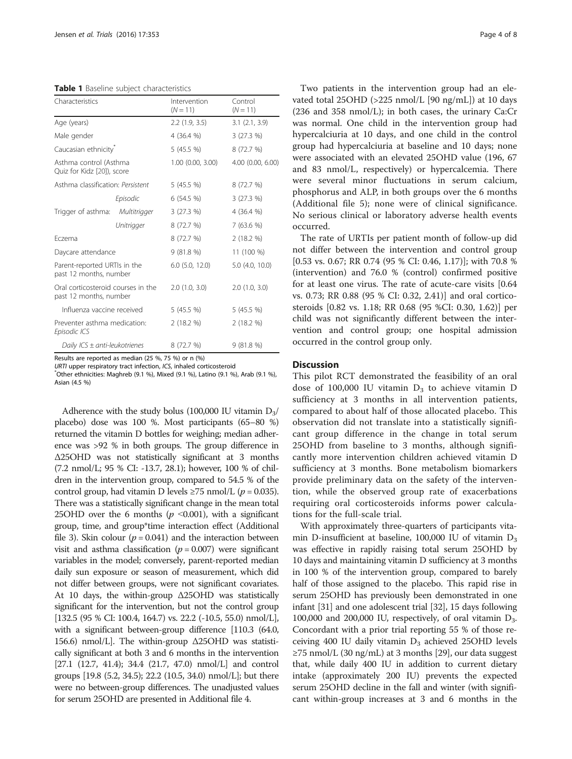**Table 1** Baseline subject characteristics

| Characteristics | | Intervention (N = 11) | Control (N = 11) |
|---|---|---|---|
| Age (years) | | 2.2 (1.9, 3.5) | 3.1 (2.1, 3.9) |
| Male gender | | 4 (36.4 %) | 3 (27.3 %) |
| Caucasian ethnicity* | | 5 (45.5 %) | 8 (72.7 %) |
| Asthma control (Asthma Quiz for Kidz [20]), score | | 1.00 (0.00, 3.00) | 4.00 (0.00, 6.00) |
| Asthma classification: | *Persistent* | 5 (45.5 %) | 8 (72.7 %) |
| | *Episodic* | 6 (54.5 %) | 3 (27.3 %) |
| Trigger of asthma: | *Multitrigger* | 3 (27.3 %) | 4 (36.4 %) |
| | *Unitrigger* | 8 (72.7 %) | 7 (63.6 %) |
| Eczema | | 8 (72.7 %) | 2 (18.2 %) |
| Daycare attendance | | 9 (81.8 %) | 11 (100 %) |
| Parent-reported URTIs in the past 12 months, number | | 6.0 (5.0, 12.0) | 5.0 (4.0, 10.0) |
| Oral corticosteroid courses in the past 12 months, number | | 2.0 (1.0, 3.0) | 2.0 (1.0, 3.0) |
| Influenza vaccine received | | 5 (45.5 %) | 5 (45.5 %) |
| Preventer asthma medication: *Episodic ICS* | | 2 (18.2 %) | 2 (18.2 %) |
| *Daily ICS ± anti-leukotrienes* | | 8 (72.7 %) | 9 (81.8 %) |

Results are reported as median (25 %, 75 %) or n (%)

*URTI* upper respiratory tract infection, *ICS*, inhaled corticosteroid

*Other ethnicities: Maghreb (9.1 %), Mixed (9.1 %), Latino (9.1 %), Arab (9.1 %), Asian (4.5 %)

Adherence with the study bolus (100,000 IU vitamin $D_3$/placebo) dose was 100 %. Most participants (65–80 %) returned the vitamin D bottles for weighing; median adherence was >92 % in both groups. The group difference in Δ25OHD was not statistically significant at 3 months (7.2 nmol/L; 95 % CI: -13.7, 28.1); however, 100 % of children in the intervention group, compared to 54.5 % of the control group, had vitamin D levels ≥75 nmol/L ($p = 0.035$). There was a statistically significant change in the mean total 25OHD over the 6 months ($p < 0.001$), with a significant group, time, and group*time interaction effect (Additional file 3). Skin colour ($p = 0.041$) and the interaction between visit and asthma classification ($p = 0.007$) were significant variables in the model; conversely, parent-reported median daily sun exposure or season of measurement, which did not differ between groups, were not significant covariates. At 10 days, the within-group Δ25OHD was statistically significant for the intervention, but not the control group [132.5 (95 % CI: 100.4, 164.7) vs. 22.2 (-10.5, 55.0) nmol/L], with a significant between-group difference [110.3 (64.0, 156.6) nmol/L]. The within-group Δ25OHD was statistically significant at both 3 and 6 months in the intervention [27.1 (12.7, 41.4); 34.4 (21.7, 47.0) nmol/L] and control groups [19.8 (5.2, 34.5); 22.2 (10.5, 34.0) nmol/L]; but there were no between-group differences. The unadjusted values for serum 25OHD are presented in Additional file 4.

Two patients in the intervention group had an elevated total 25OHD (>225 nmol/L [90 ng/mL]) at 10 days (236 and 358 nmol/L); in both cases, the urinary Ca:Cr was normal. One child in the intervention group had hypercalciuria at 10 days, and one child in the control group had hypercalciuria at baseline and 10 days; none were associated with an elevated 25OHD value (196, 67 and 83 nmol/L, respectively) or hypercalcemia. There were several minor fluctuations in serum calcium, phosphorus and ALP, in both groups over the 6 months (Additional file 5); none were of clinical significance. No serious clinical or laboratory adverse health events occurred.

The rate of URTIs per patient month of follow-up did not differ between the intervention and control group [0.53 vs. 0.67; RR 0.74 (95 % CI: 0.46, 1.17)]; with 70.8 % (intervention) and 76.0 % (control) confirmed positive for at least one virus. The rate of acute-care visits [0.64 vs. 0.73; RR 0.88 (95 % CI: 0.32, 2.41)] and oral corticosteroids [0.82 vs. 1.18; RR 0.68 (95 %CI: 0.30, 1.62)] per child was not significantly different between the intervention and control group; one hospital admission occurred in the control group only.

## Discussion

This pilot RCT demonstrated the feasibility of an oral dose of 100,000 IU vitamin $D_3$ to achieve vitamin D sufficiency at 3 months in all intervention patients, compared to about half of those allocated placebo. This observation did not translate into a statistically significant group difference in the change in total serum 25OHD from baseline to 3 months, although significantly more intervention children achieved vitamin D sufficiency at 3 months. Bone metabolism biomarkers provide preliminary data on the safety of the intervention, while the observed group rate of exacerbations requiring oral corticosteroids informs power calculations for the full-scale trial.

With approximately three-quarters of participants vitamin D-insufficient at baseline, 100,000 IU of vitamin $D_3$ was effective in rapidly raising total serum 25OHD by 10 days and maintaining vitamin D sufficiency at 3 months in 100 % of the intervention group, compared to barely half of those assigned to the placebo. This rapid rise in serum 25OHD has previously been demonstrated in one infant [31] and one adolescent trial [32], 15 days following 100,000 and 200,000 IU, respectively, of oral vitamin $D_3$. Concordant with a prior trial reporting 55 % of those receiving 400 IU daily vitamin $D_3$ achieved 25OHD levels ≥75 nmol/L (30 ng/mL) at 3 months [29], our data suggest that, while daily 400 IU in addition to current dietary intake (approximately 200 IU) prevents the expected serum 25OHD decline in the fall and winter (with significant within-group increases at 3 and 6 months in the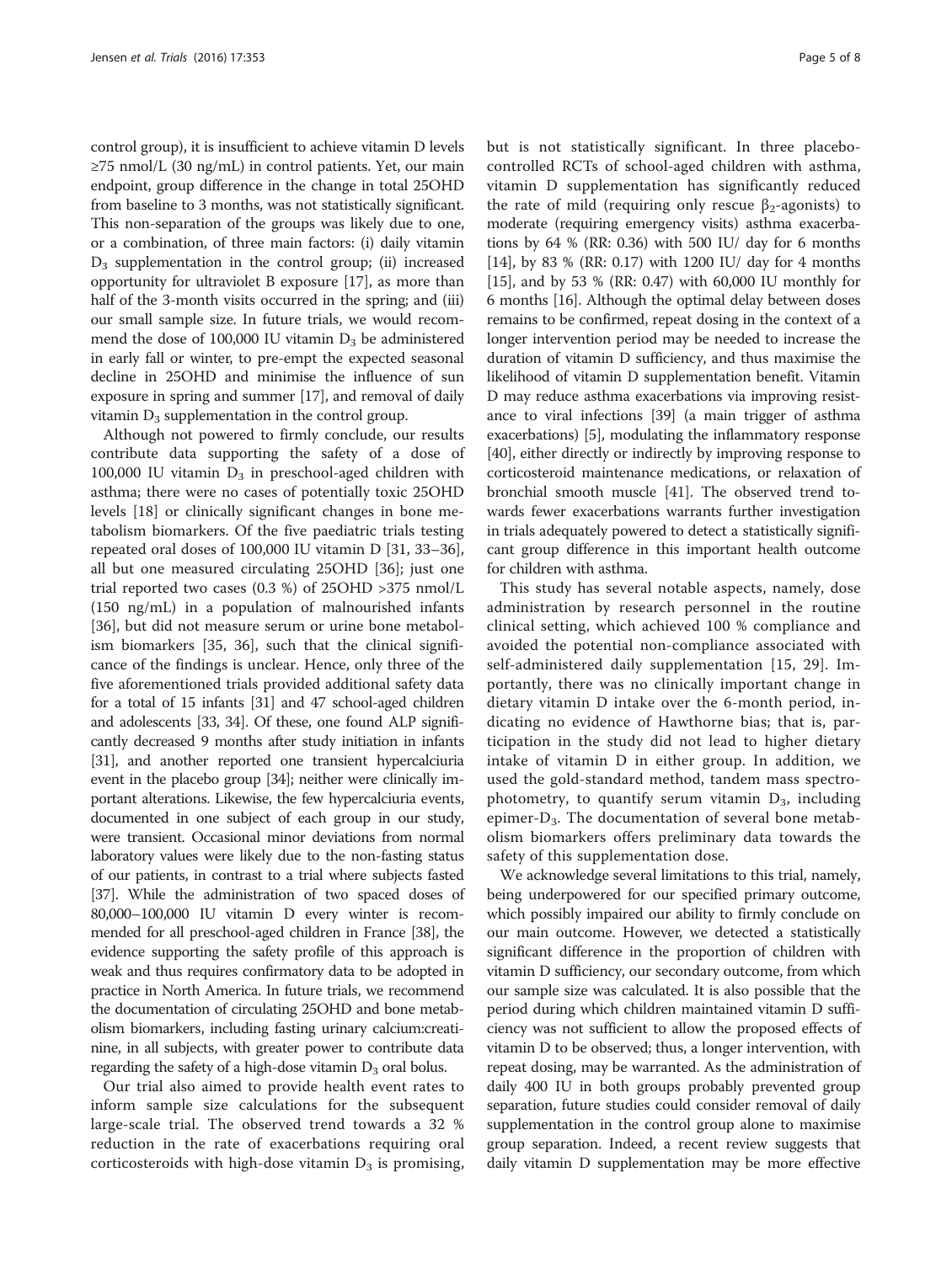control group), it is insufficient to achieve vitamin D levels ≥75 nmol/L (30 ng/mL) in control patients. Yet, our main endpoint, group difference in the change in total 25OHD from baseline to 3 months, was not statistically significant. This non-separation of the groups was likely due to one, or a combination, of three main factors: (i) daily vitamin $D_3$ supplementation in the control group; (ii) increased opportunity for ultraviolet B exposure [17], as more than half of the 3-month visits occurred in the spring; and (iii) our small sample size. In future trials, we would recommend the dose of 100,000 IU vitamin $D_3$ be administered in early fall or winter, to pre-empt the expected seasonal decline in 25OHD and minimise the influence of sun exposure in spring and summer [17], and removal of daily vitamin $D_3$ supplementation in the control group.

Although not powered to firmly conclude, our results contribute data supporting the safety of a dose of 100,000 IU vitamin $D_3$ in preschool-aged children with asthma; there were no cases of potentially toxic 25OHD levels [18] or clinically significant changes in bone metabolism biomarkers. Of the five paediatric trials testing repeated oral doses of 100,000 IU vitamin D [31, 33–36], all but one measured circulating 25OHD [36]; just one trial reported two cases (0.3 %) of 25OHD >375 nmol/L (150 ng/mL) in a population of malnourished infants [36], but did not measure serum or urine bone metabolism biomarkers [35, 36], such that the clinical significance of the findings is unclear. Hence, only three of the five aforementioned trials provided additional safety data for a total of 15 infants [31] and 47 school-aged children and adolescents [33, 34]. Of these, one found ALP significantly decreased 9 months after study initiation in infants [31], and another reported one transient hypercalciuria event in the placebo group [34]; neither were clinically important alterations. Likewise, the few hypercalciuria events, documented in one subject of each group in our study, were transient. Occasional minor deviations from normal laboratory values were likely due to the non-fasting status of our patients, in contrast to a trial where subjects fasted [37]. While the administration of two spaced doses of 80,000–100,000 IU vitamin D every winter is recommended for all preschool-aged children in France [38], the evidence supporting the safety profile of this approach is weak and thus requires confirmatory data to be adopted in practice in North America. In future trials, we recommend the documentation of circulating 25OHD and bone metabolism biomarkers, including fasting urinary calcium:creatinine, in all subjects, with greater power to contribute data regarding the safety of a high-dose vitamin $D_3$ oral bolus.

Our trial also aimed to provide health event rates to inform sample size calculations for the subsequent large-scale trial. The observed trend towards a 32 % reduction in the rate of exacerbations requiring oral corticosteroids with high-dose vitamin $D_3$ is promising, but is not statistically significant. In three placebo-controlled RCTs of school-aged children with asthma, vitamin D supplementation has significantly reduced the rate of mild (requiring only rescue $\beta_2$-agonists) to moderate (requiring emergency visits) asthma exacerbations by 64 % (RR: 0.36) with 500 IU/ day for 6 months [14], by 83 % (RR: 0.17) with 1200 IU/ day for 4 months [15], and by 53 % (RR: 0.47) with 60,000 IU monthly for 6 months [16]. Although the optimal delay between doses remains to be confirmed, repeat dosing in the context of a longer intervention period may be needed to increase the duration of vitamin D sufficiency, and thus maximise the likelihood of vitamin D supplementation benefit. Vitamin D may reduce asthma exacerbations via improving resistance to viral infections [39] (a main trigger of asthma exacerbations) [5], modulating the inflammatory response [40], either directly or indirectly by improving response to corticosteroid maintenance medications, or relaxation of bronchial smooth muscle [41]. The observed trend towards fewer exacerbations warrants further investigation in trials adequately powered to detect a statistically significant group difference in this important health outcome for children with asthma.

This study has several notable aspects, namely, dose administration by research personnel in the routine clinical setting, which achieved 100 % compliance and avoided the potential non-compliance associated with self-administered daily supplementation [15, 29]. Importantly, there was no clinically important change in dietary vitamin D intake over the 6-month period, indicating no evidence of Hawthorne bias; that is, participation in the study did not lead to higher dietary intake of vitamin D in either group. In addition, we used the gold-standard method, tandem mass spectrophotometry, to quantify serum vitamin $D_3$, including epimer-$D_3$. The documentation of several bone metabolism biomarkers offers preliminary data towards the safety of this supplementation dose.

We acknowledge several limitations to this trial, namely, being underpowered for our specified primary outcome, which possibly impaired our ability to firmly conclude on our main outcome. However, we detected a statistically significant difference in the proportion of children with vitamin D sufficiency, our secondary outcome, from which our sample size was calculated. It is also possible that the period during which children maintained vitamin D sufficiency was not sufficient to allow the proposed effects of vitamin D to be observed; thus, a longer intervention, with repeat dosing, may be warranted. As the administration of daily 400 IU in both groups probably prevented group separation, future studies could consider removal of daily supplementation in the control group alone to maximise group separation. Indeed, a recent review suggests that daily vitamin D supplementation may be more effective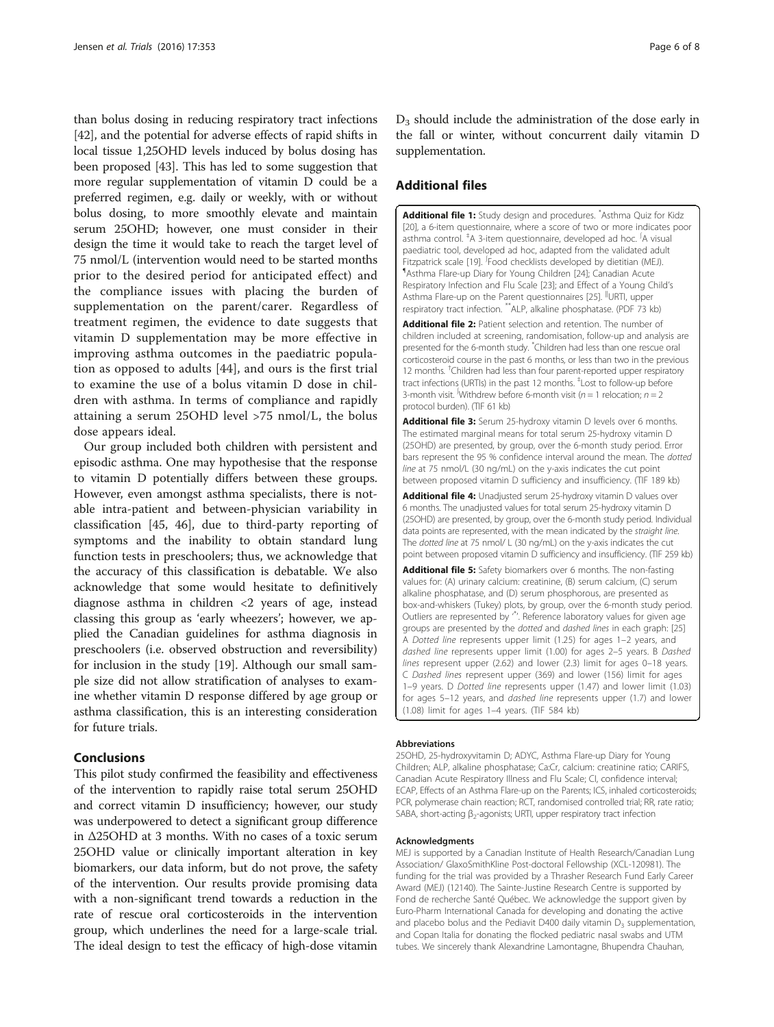than bolus dosing in reducing respiratory tract infections [42], and the potential for adverse effects of rapid shifts in local tissue 1,25OHD levels induced by bolus dosing has been proposed [43]. This has led to some suggestion that more regular supplementation of vitamin D could be a preferred regimen, e.g. daily or weekly, with or without bolus dosing, to more smoothly elevate and maintain serum 25OHD; however, one must consider in their design the time it would take to reach the target level of 75 nmol/L (intervention would need to be started months prior to the desired period for anticipated effect) and the compliance issues with placing the burden of supplementation on the parent/carer. Regardless of treatment regimen, the evidence to date suggests that vitamin D supplementation may be more effective in improving asthma outcomes in the paediatric population as opposed to adults [44], and ours is the first trial to examine the use of a bolus vitamin D dose in children with asthma. In terms of compliance and rapidly attaining a serum 25OHD level >75 nmol/L, the bolus dose appears ideal.

Our group included both children with persistent and episodic asthma. One may hypothesise that the response to vitamin D potentially differs between these groups. However, even amongst asthma specialists, there is notable intra-patient and between-physician variability in classification [45, 46], due to third-party reporting of symptoms and the inability to obtain standard lung function tests in preschoolers; thus, we acknowledge that the accuracy of this classification is debatable. We also acknowledge that some would hesitate to definitively diagnose asthma in children <2 years of age, instead classing this group as 'early wheezers'; however, we applied the Canadian guidelines for asthma diagnosis in preschoolers (i.e. observed obstruction and reversibility) for inclusion in the study [19]. Although our small sample size did not allow stratification of analyses to examine whether vitamin D response differed by age group or asthma classification, this is an interesting consideration for future trials.

## Conclusions

This pilot study confirmed the feasibility and effectiveness of the intervention to rapidly raise total serum 25OHD and correct vitamin D insufficiency; however, our study was underpowered to detect a significant group difference in $\Delta$25OHD at 3 months. With no cases of a toxic serum 25OHD value or clinically important alteration in key biomarkers, our data inform, but do not prove, the safety of the intervention. Our results provide promising data with a non-significant trend towards a reduction in the rate of rescue oral corticosteroids in the intervention group, which underlines the need for a large-scale trial. The ideal design to test the efficacy of high-dose vitamin $D_3$ should include the administration of the dose early in the fall or winter, without concurrent daily vitamin D supplementation.

## Additional files

**Additional file 1:** Study design and procedures. *Asthma Quiz for Kidz [20], a 6-item questionnaire, where a score of two or more indicates poor asthma control. ‡A 3-item questionnaire, developed ad hoc. ǀA visual paediatric tool, developed ad hoc, adapted from the validated adult Fitzpatrick scale [19]. ǀFood checklists developed by dietitian (MEJ). ¶Asthma Flare-up Diary for Young Children [24]; Canadian Acute Respiratory Infection and Flu Scale [23]; and Effect of a Young Child's Asthma Flare-up on the Parent questionnaires [25]. ǁURTI, upper respiratory tract infection. **ALP, alkaline phosphatase. (PDF 73 kb)

**Additional file 2:** Patient selection and retention. The number of children included at screening, randomisation, follow-up and analysis are presented for the 6-month study. *Children had less than one rescue oral corticosteroid course in the past 6 months, or less than two in the previous 12 months. †Children had less than four parent-reported upper respiratory tract infections (URTIs) in the past 12 months. ‡Lost to follow-up before 3-month visit. ǀWithdrew before 6-month visit (n = 1 relocation; n = 2 protocol burden). (TIF 61 kb)

**Additional file 3:** Serum 25-hydroxy vitamin D levels over 6 months. The estimated marginal means for total serum 25-hydroxy vitamin D (25OHD) are presented, by group, over the 6-month study period. Error bars represent the 95 % confidence interval around the mean. The *dotted line* at 75 nmol/L (30 ng/mL) on the y-axis indicates the cut point between proposed vitamin D sufficiency and insufficiency. (TIF 189 kb)

**Additional file 4:** Unadjusted serum 25-hydroxy vitamin D values over 6 months. The unadjusted values for total serum 25-hydroxy vitamin D (25OHD) are presented, by group, over the 6-month study period. Individual data points are represented, with the mean indicated by the *straight line*. The *dotted line* at 75 nmol/ L (30 ng/mL) on the y-axis indicates the cut point between proposed vitamin D sufficiency and insufficiency. (TIF 259 kb)

**Additional file 5:** Safety biomarkers over 6 months. The non-fasting values for: (A) urinary calcium: creatinine, (B) serum calcium, (C) serum alkaline phosphatase, and (D) serum phosphorous, are presented as box-and-whiskers (Tukey) plots, by group, over the 6-month study period. Outliers are represented by '*'. Reference laboratory values for given age groups are presented by the *dotted* and *dashed lines* in each graph: [25] A *Dotted line* represents upper limit (1.25) for ages 1–2 years, and *dashed line* represents upper limit (1.00) for ages 2–5 years. B *Dashed lines* represent upper (2.62) and lower (2.3) limit for ages 0–18 years. C *Dashed lines* represent upper (369) and lower (156) limit for ages 1–9 years. D *Dotted line* represents upper (1.47) and lower limit (1.03) for ages 5–12 years, and *dashed line* represents upper (1.7) and lower (1.08) limit for ages 1–4 years. (TIF 584 kb)

#### Abbreviations

25OHD, 25-hydroxyvitamin D; ADYC, Asthma Flare-up Diary for Young Children; ALP, alkaline phosphatase; Ca:Cr, calcium: creatinine ratio; CARIFS, Canadian Acute Respiratory Illness and Flu Scale; CI, confidence interval; ECAP, Effects of an Asthma Flare-up on the Parents; ICS, inhaled corticosteroids; PCR, polymerase chain reaction; RCT, randomised controlled trial; RR, rate ratio; SABA, short-acting $\beta_2$-agonists; URTI, upper respiratory tract infection

#### Acknowledgments

MEJ is supported by a Canadian Institute of Health Research/Canadian Lung Association/ GlaxoSmithKline Post-doctoral Fellowship (XCL-120981). The funding for the trial was provided by a Thrasher Research Fund Early Career Award (MEJ) (12140). The Sainte-Justine Research Centre is supported by Fond de recherche Santé Québec. We acknowledge the support given by Euro-Pharm International Canada for developing and donating the active and placebo bolus and the Pediavit D400 daily vitamin $D_3$ supplementation, and Copan Italia for donating the flocked pediatric nasal swabs and UTM tubes. We sincerely thank Alexandrine Lamontagne, Bhupendra Chauhan,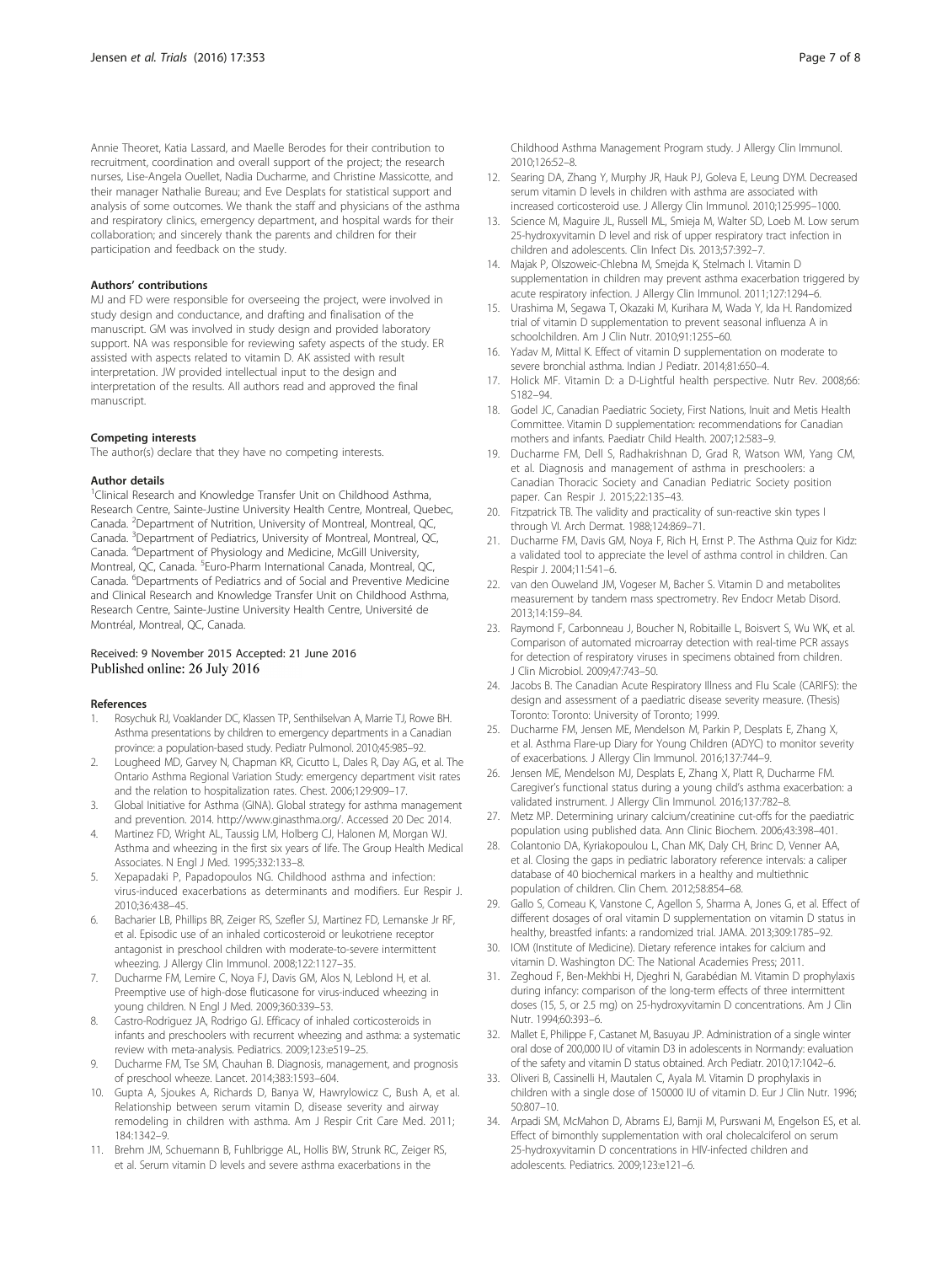Annie Theoret, Katia Lassard, and Maelle Berodes for their contribution to recruitment, coordination and overall support of the project; the research nurses, Lise-Angela Ouellet, Nadia Ducharme, and Christine Massicotte, and their manager Nathalie Bureau; and Eve Desplats for statistical support and analysis of some outcomes. We thank the staff and physicians of the asthma and respiratory clinics, emergency department, and hospital wards for their collaboration; and sincerely thank the parents and children for their participation and feedback on the study.

#### Authors' contributions

MJ and FD were responsible for overseeing the project, were involved in study design and conductance, and drafting and finalisation of the manuscript. GM was involved in study design and provided laboratory support. NA was responsible for reviewing safety aspects of the study. ER assisted with aspects related to vitamin D. AK assisted with result interpretation. JW provided intellectual input to the design and interpretation of the results. All authors read and approved the final manuscript.

#### Competing interests

The author(s) declare that they have no competing interests.

#### Author details

[1]Clinical Research and Knowledge Transfer Unit on Childhood Asthma, Research Centre, Sainte-Justine University Health Centre, Montreal, Quebec, Canada. [2]Department of Nutrition, University of Montreal, Montreal, QC, Canada. [3]Department of Pediatrics, University of Montreal, Montreal, QC, Canada. [4]Department of Physiology and Medicine, McGill University, Montreal, QC, Canada. [5]Euro-Pharm International Canada, Montreal, QC, Canada. [6]Departments of Pediatrics and of Social and Preventive Medicine and Clinical Research and Knowledge Transfer Unit on Childhood Asthma, Research Centre, Sainte-Justine University Health Centre, Université de Montréal, Montreal, QC, Canada.

Received: 9 November 2015 Accepted: 21 June 2016
Published online: 26 July 2016

#### References

1. Rosychuk RJ, Voaklander DC, Klassen TP, Senthilselvan A, Marrie TJ, Rowe BH. Asthma presentations by children to emergency departments in a Canadian province: a population-based study. Pediatr Pulmonol. 2010;45:985–92.
2. Lougheed MD, Garvey N, Chapman KR, Cicutto L, Dales R, Day AG, et al. The Ontario Asthma Regional Variation Study: emergency department visit rates and the relation to hospitalization rates. Chest. 2006;129:909–17.
3. Global Initiative for Asthma (GINA). Global strategy for asthma management and prevention. 2014. http://www.ginasthma.org/. Accessed 20 Dec 2014.
4. Martinez FD, Wright AL, Taussig LM, Holberg CJ, Halonen M, Morgan WJ. Asthma and wheezing in the first six years of life. The Group Health Medical Associates. N Engl J Med. 1995;332:133–8.
5. Xepapadaki P, Papadopoulos NG. Childhood asthma and infection: virus-induced exacerbations as determinants and modifiers. Eur Respir J. 2010;36:438–45.
6. Bacharier LB, Phillips BR, Zeiger RS, Szefler SJ, Martinez FD, Lemanske Jr RF, et al. Episodic use of an inhaled corticosteroid or leukotriene receptor antagonist in preschool children with moderate-to-severe intermittent wheezing. J Allergy Clin Immunol. 2008;122:1127–35.
7. Ducharme FM, Lemire C, Noya FJ, Davis GM, Alos N, Leblond H, et al. Preemptive use of high-dose fluticasone for virus-induced wheezing in young children. N Engl J Med. 2009;360:339–53.
8. Castro-Rodriguez JA, Rodrigo GJ. Efficacy of inhaled corticosteroids in infants and preschoolers with recurrent wheezing and asthma: a systematic review with meta-analysis. Pediatrics. 2009;123:e519–25.
9. Ducharme FM, Tse SM, Chauhan B. Diagnosis, management, and prognosis of preschool wheeze. Lancet. 2014;383:1593–604.
10. Gupta A, Sjoukes A, Richards D, Banya W, Hawrylowicz C, Bush A, et al. Relationship between serum vitamin D, disease severity and airway remodeling in children with asthma. Am J Respir Crit Care Med. 2011; 184:1342–9.
11. Brehm JM, Schuemann B, Fuhlbrigge AL, Hollis BW, Strunk RC, Zeiger RS, et al. Serum vitamin D levels and severe asthma exacerbations in the Childhood Asthma Management Program study. J Allergy Clin Immunol. 2010;126:52–8.
12. Searing DA, Zhang Y, Murphy JR, Hauk PJ, Goleva E, Leung DYM. Decreased serum vitamin D levels in children with asthma are associated with increased corticosteroid use. J Allergy Clin Immunol. 2010;125:995–1000.
13. Science M, Maguire JL, Russell ML, Smieja M, Walter SD, Loeb M. Low serum 25-hydroxyvitamin D level and risk of upper respiratory tract infection in children and adolescents. Clin Infect Dis. 2013;57:392–7.
14. Majak P, Olszoweic-Chlebna M, Smejda K, Stelmach I. Vitamin D supplementation in children may prevent asthma exacerbation triggered by acute respiratory infection. J Allergy Clin Immunol. 2011;127:1294–6.
15. Urashima M, Segawa T, Okazaki M, Kurihara M, Wada Y, Ida H. Randomized trial of vitamin D supplementation to prevent seasonal influenza A in schoolchildren. Am J Clin Nutr. 2010;91:1255–60.
16. Yadav M, Mittal K. Effect of vitamin D supplementation on moderate to severe bronchial asthma. Indian J Pediatr. 2014;81:650–4.
17. Holick MF. Vitamin D: a D-Lightful health perspective. Nutr Rev. 2008;66: S182–94.
18. Godel JC, Canadian Paediatric Society, First Nations, Inuit and Metis Health Committee. Vitamin D supplementation: recommendations for Canadian mothers and infants. Paediatr Child Health. 2007;12:583–9.
19. Ducharme FM, Dell S, Radhakrishnan D, Grad R, Watson WM, Yang CM, et al. Diagnosis and management of asthma in preschoolers: a Canadian Thoracic Society and Canadian Pediatric Society position paper. Can Respir J. 2015;22:135–43.
20. Fitzpatrick TB. The validity and practicality of sun-reactive skin types I through VI. Arch Dermat. 1988;124:869–71.
21. Ducharme FM, Davis GM, Noya F, Rich H, Ernst P. The Asthma Quiz for Kidz: a validated tool to appreciate the level of asthma control in children. Can Respir J. 2004;11:541–6.
22. van den Ouweland JM, Vogeser M, Bacher S. Vitamin D and metabolites measurement by tandem mass spectrometry. Rev Endocr Metab Disord. 2013;14:159–84.
23. Raymond F, Carbonneau J, Boucher N, Robitaille L, Boisvert S, Wu WK, et al. Comparison of automated microarray detection with real-time PCR assays for detection of respiratory viruses in specimens obtained from children. J Clin Microbiol. 2009;47:743–50.
24. Jacobs B. The Canadian Acute Respiratory Illness and Flu Scale (CARIFS): the design and assessment of a paediatric disease severity measure. (Thesis) Toronto: Toronto: University of Toronto; 1999.
25. Ducharme FM, Jensen ME, Mendelson M, Parkin P, Desplats E, Zhang X, et al. Asthma Flare-up Diary for Young Children (ADYC) to monitor severity of exacerbations. J Allergy Clin Immunol. 2016;137:744–9.
26. Jensen ME, Mendelson MJ, Desplats E, Zhang X, Platt R, Ducharme FM. Caregiver's functional status during a young child's asthma exacerbation: a validated instrument. J Allergy Clin Immunol. 2016;137:782–8.
27. Metz MP. Determining urinary calcium/creatinine cut-offs for the paediatric population using published data. Ann Clinic Biochem. 2006;43:398–401.
28. Colantonio DA, Kyriakopoulou L, Chan MK, Daly CH, Brinc D, Venner AA, et al. Closing the gaps in pediatric laboratory reference intervals: a caliper database of 40 biochemical markers in a healthy and multiethnic population of children. Clin Chem. 2012;58:854–68.
29. Gallo S, Comeau K, Vanstone C, Agellon S, Sharma A, Jones G, et al. Effect of different dosages of oral vitamin D supplementation on vitamin D status in healthy, breastfed infants: a randomized trial. JAMA. 2013;309:1785–92.
30. IOM (Institute of Medicine). Dietary reference intakes for calcium and vitamin D. Washington DC: The National Academies Press; 2011.
31. Zeghoud F, Ben-Mekhbi H, Djeghri N, Garabédian M. Vitamin D prophylaxis during infancy: comparison of the long-term effects of three intermittent doses (15, 5, or 2.5 mg) on 25-hydroxyvitamin D concentrations. Am J Clin Nutr. 1994;60:393–6.
32. Mallet E, Philippe F, Castanet M, Basuyau JP. Administration of a single winter oral dose of 200,000 IU of vitamin D3 in adolescents in Normandy: evaluation of the safety and vitamin D status obtained. Arch Pediatr. 2010;17:1042–6.
33. Oliveri B, Cassinelli H, Mautalen C, Ayala M. Vitamin D prophylaxis in children with a single dose of 150000 IU of vitamin D. Eur J Clin Nutr. 1996; 50:807–10.
34. Arpadi SM, McMahon D, Abrams EJ, Bamji M, Purswani M, Engelson ES, et al. Effect of bimonthly supplementation with oral cholecalciferol on serum 25-hydroxyvitamin D concentrations in HIV-infected children and adolescents. Pediatrics. 2009;123:e121–6.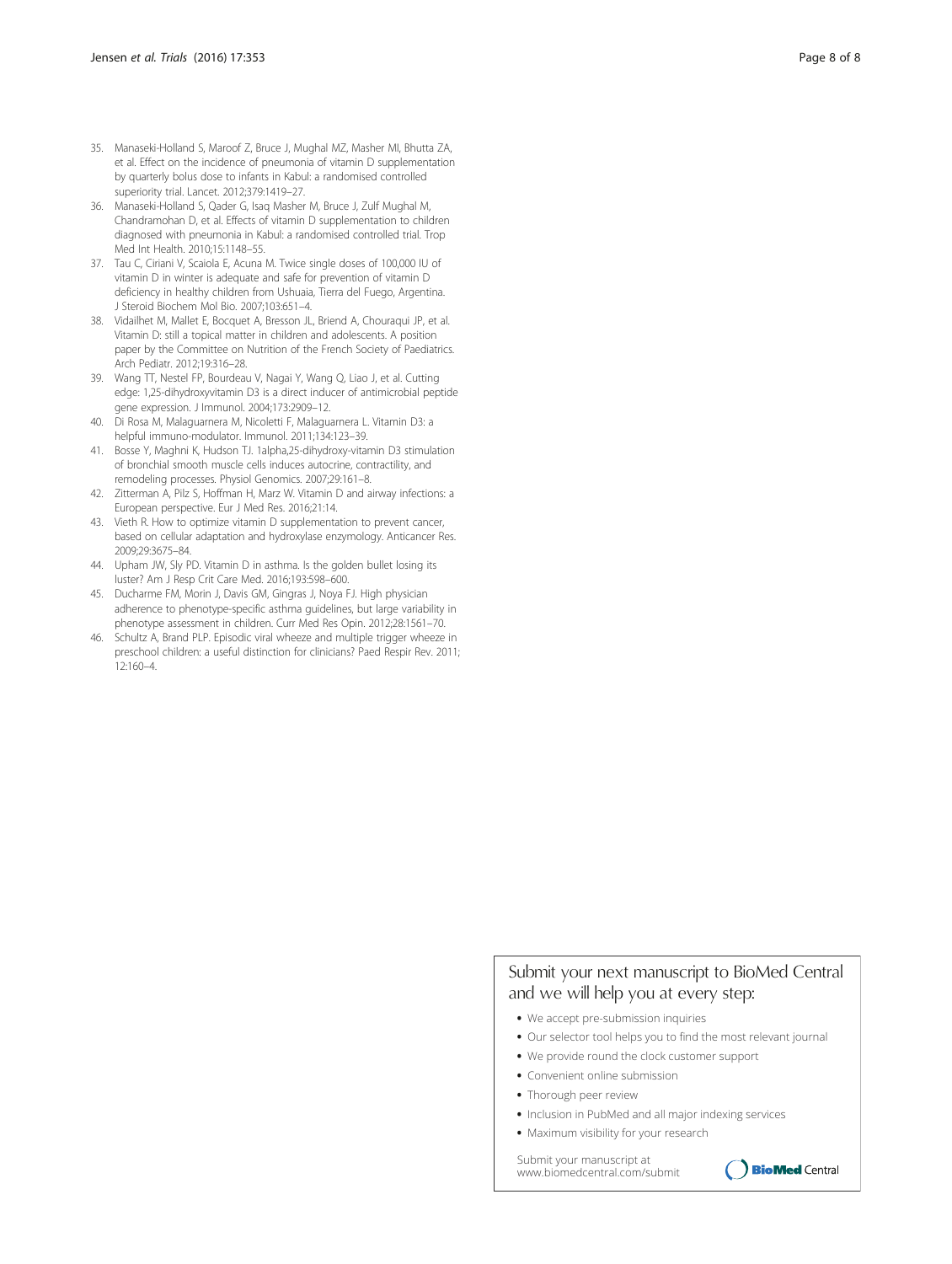35. Manaseki-Holland S, Maroof Z, Bruce J, Mughal MZ, Masher MI, Bhutta ZA, et al. Effect on the incidence of pneumonia of vitamin D supplementation by quarterly bolus dose to infants in Kabul: a randomised controlled superiority trial. Lancet. 2012;379:1419–27.
36. Manaseki-Holland S, Qader G, Isaq Masher M, Bruce J, Zulf Mughal M, Chandramohan D, et al. Effects of vitamin D supplementation to children diagnosed with pneumonia in Kabul: a randomised controlled trial. Trop Med Int Health. 2010;15:1148–55.
37. Tau C, Ciriani V, Scaiola E, Acuna M. Twice single doses of 100,000 IU of vitamin D in winter is adequate and safe for prevention of vitamin D deficiency in healthy children from Ushuaia, Tierra del Fuego, Argentina. J Steroid Biochem Mol Bio. 2007;103:651–4.
38. Vidailhet M, Mallet E, Bocquet A, Bresson JL, Briend A, Chouraqui JP, et al. Vitamin D: still a topical matter in children and adolescents. A position paper by the Committee on Nutrition of the French Society of Paediatrics. Arch Pediatr. 2012;19:316–28.
39. Wang TT, Nestel FP, Bourdeau V, Nagai Y, Wang Q, Liao J, et al. Cutting edge: 1,25-dihydroxyvitamin D3 is a direct inducer of antimicrobial peptide gene expression. J Immunol. 2004;173:2909–12.
40. Di Rosa M, Malaguarnera M, Nicoletti F, Malaguarnera L. Vitamin D3: a helpful immuno-modulator. Immunol. 2011;134:123–39.
41. Bosse Y, Maghni K, Hudson TJ. 1alpha,25-dihydroxy-vitamin D3 stimulation of bronchial smooth muscle cells induces autocrine, contractility, and remodeling processes. Physiol Genomics. 2007;29:161–8.
42. Zitterman A, Pilz S, Hoffman H, Marz W. Vitamin D and airway infections: a European perspective. Eur J Med Res. 2016;21:14.
43. Vieth R. How to optimize vitamin D supplementation to prevent cancer, based on cellular adaptation and hydroxylase enzymology. Anticancer Res. 2009;29:3675–84.
44. Upham JW, Sly PD. Vitamin D in asthma. Is the golden bullet losing its luster? Am J Resp Crit Care Med. 2016;193:598–600.
45. Ducharme FM, Morin J, Davis GM, Gingras J, Noya FJ. High physician adherence to phenotype-specific asthma guidelines, but large variability in phenotype assessment in children. Curr Med Res Opin. 2012;28:1561–70.
46. Schultz A, Brand PLP. Episodic viral wheeze and multiple trigger wheeze in preschool children: a useful distinction for clinicians? Paed Respir Rev. 2011; 12:160–4.

Submit your next manuscript to BioMed Central and we will help you at every step:

- We accept pre-submission inquiries
- Our selector tool helps you to find the most relevant journal
- We provide round the clock customer support
- Convenient online submission
- Thorough peer review
- Inclusion in PubMed and all major indexing services
- Maximum visibility for your research

Submit your manuscript at www.biomedcentral.com/submit

BioMed Central